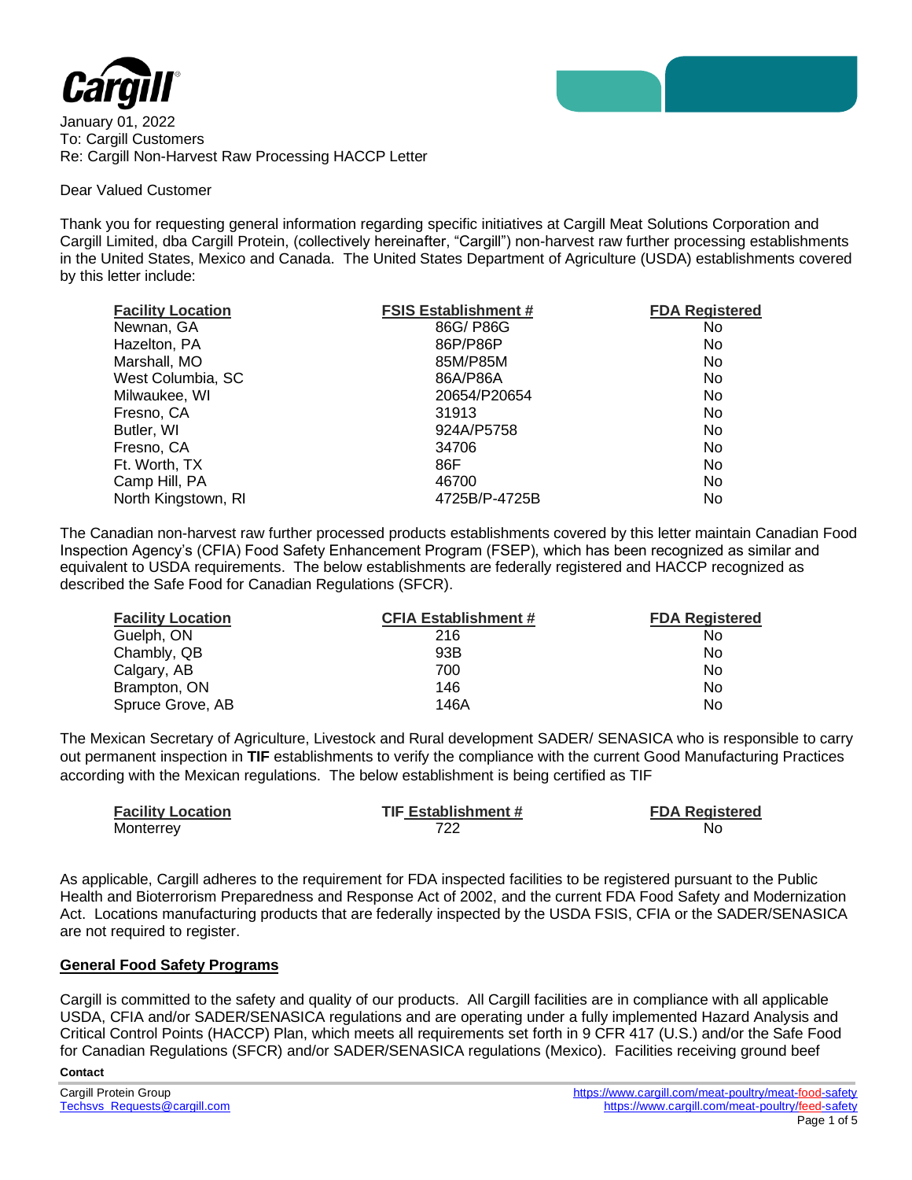Cargill

January 01, 2022
To: Cargill Customers
Re: Cargill Non-Harvest Raw Processing HACCP Letter

Dear Valued Customer

Thank you for requesting general information regarding specific initiatives at Cargill Meat Solutions Corporation and Cargill Limited, dba Cargill Protein, (collectively hereinafter, "Cargill") non-harvest raw further processing establishments in the United States, Mexico and Canada. The United States Department of Agriculture (USDA) establishments covered by this letter include:

| Facility Location | FSIS Establishment # | FDA Registered |
|---|---|---|
| Newnan, GA | 86G/ P86G | No |
| Hazelton, PA | 86P/P86P | No |
| Marshall, MO | 85M/P85M | No |
| West Columbia, SC | 86A/P86A | No |
| Milwaukee, WI | 20654/P20654 | No |
| Fresno, CA | 31913 | No |
| Butler, WI | 924A/P5758 | No |
| Fresno, CA | 34706 | No |
| Ft. Worth, TX | 86F | No |
| Camp Hill, PA | 46700 | No |
| North Kingstown, RI | 4725B/P-4725B | No |

The Canadian non-harvest raw further processed products establishments covered by this letter maintain Canadian Food Inspection Agency's (CFIA) Food Safety Enhancement Program (FSEP), which has been recognized as similar and equivalent to USDA requirements. The below establishments are federally registered and HACCP recognized as described the Safe Food for Canadian Regulations (SFCR).

| Facility Location | CFIA Establishment # | FDA Registered |
|---|---|---|
| Guelph, ON | 216 | No |
| Chambly, QB | 93B | No |
| Calgary, AB | 700 | No |
| Brampton, ON | 146 | No |
| Spruce Grove, AB | 146A | No |

The Mexican Secretary of Agriculture, Livestock and Rural development SADER/ SENASICA who is responsible to carry out permanent inspection in **TIF** establishments to verify the compliance with the current Good Manufacturing Practices according with the Mexican regulations. The below establishment is being certified as TIF

| Facility Location | TIF Establishment # | FDA Registered |
|---|---|---|
| Monterrey | 722 | No |

As applicable, Cargill adheres to the requirement for FDA inspected facilities to be registered pursuant to the Public Health and Bioterrorism Preparedness and Response Act of 2002, and the current FDA Food Safety and Modernization Act. Locations manufacturing products that are federally inspected by the USDA FSIS, CFIA or the SADER/SENASICA are not required to register.

## General Food Safety Programs

Cargill is committed to the safety and quality of our products. All Cargill facilities are in compliance with all applicable USDA, CFIA and/or SADER/SENASICA regulations and are operating under a fully implemented Hazard Analysis and Critical Control Points (HACCP) Plan, which meets all requirements set forth in 9 CFR 417 (U.S.) and/or the Safe Food for Canadian Regulations (SFCR) and/or SADER/SENASICA regulations (Mexico). Facilities receiving ground beef

**Contact**

Cargill Protein Group
Techsvs_Requests@cargill.com

https://www.cargill.com/meat-poultry/meat-food-safety
https://www.cargill.com/meat-poultry/feed-safety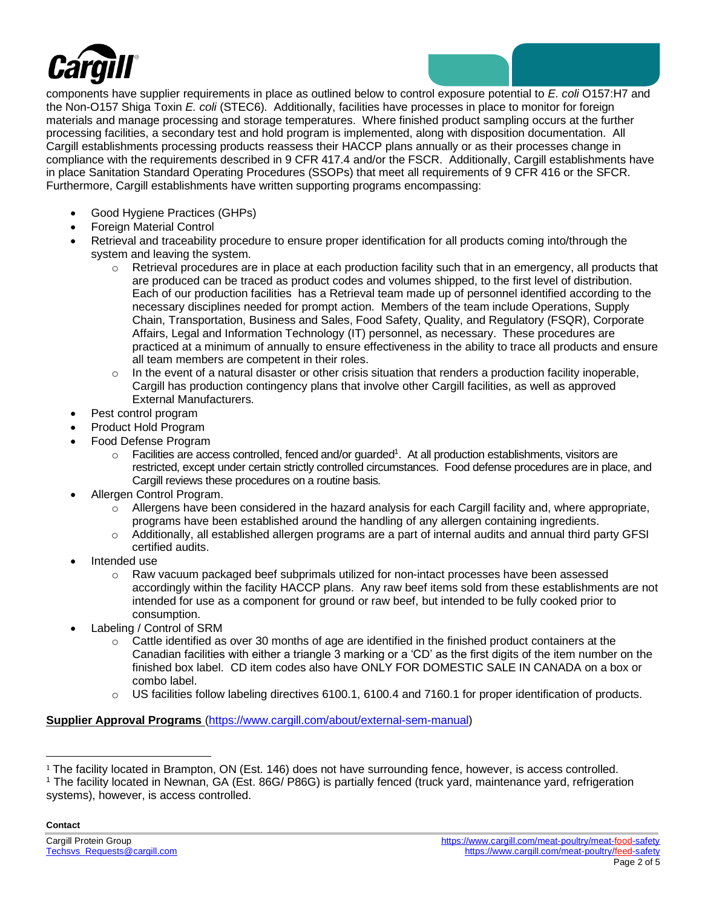components have supplier requirements in place as outlined below to control exposure potential to *E. coli* O157:H7 and the Non-O157 Shiga Toxin *E. coli* (STEC6). Additionally, facilities have processes in place to monitor for foreign materials and manage processing and storage temperatures. Where finished product sampling occurs at the further processing facilities, a secondary test and hold program is implemented, along with disposition documentation. All Cargill establishments processing products reassess their HACCP plans annually or as their processes change in compliance with the requirements described in 9 CFR 417.4 and/or the FSCR. Additionally, Cargill establishments have in place Sanitation Standard Operating Procedures (SSOPs) that meet all requirements of 9 CFR 416 or the SFCR. Furthermore, Cargill establishments have written supporting programs encompassing:

- Good Hygiene Practices (GHPs)
- Foreign Material Control
- Retrieval and traceability procedure to ensure proper identification for all products coming into/through the system and leaving the system.
    - Retrieval procedures are in place at each production facility such that in an emergency, all products that are produced can be traced as product codes and volumes shipped, to the first level of distribution. Each of our production facilities has a Retrieval team made up of personnel identified according to the necessary disciplines needed for prompt action. Members of the team include Operations, Supply Chain, Transportation, Business and Sales, Food Safety, Quality, and Regulatory (FSQR), Corporate Affairs, Legal and Information Technology (IT) personnel, as necessary. These procedures are practiced at a minimum of annually to ensure effectiveness in the ability to trace all products and ensure all team members are competent in their roles.
    - In the event of a natural disaster or other crisis situation that renders a production facility inoperable, Cargill has production contingency plans that involve other Cargill facilities, as well as approved External Manufacturers.
- Pest control program
- Product Hold Program
- Food Defense Program
    - Facilities are access controlled, fenced and/or guarded[1]. At all production establishments, visitors are restricted, except under certain strictly controlled circumstances. Food defense procedures are in place, and Cargill reviews these procedures on a routine basis.
- Allergen Control Program.
    - Allergens have been considered in the hazard analysis for each Cargill facility and, where appropriate, programs have been established around the handling of any allergen containing ingredients.
    - Additionally, all established allergen programs are a part of internal audits and annual third party GFSI certified audits.
- Intended use
    - Raw vacuum packaged beef subprimals utilized for non-intact processes have been assessed accordingly within the facility HACCP plans. Any raw beef items sold from these establishments are not intended for use as a component for ground or raw beef, but intended to be fully cooked prior to consumption.
- Labeling / Control of SRM
    - Cattle identified as over 30 months of age are identified in the finished product containers at the Canadian facilities with either a triangle 3 marking or a 'CD' as the first digits of the item number on the finished box label. CD item codes also have ONLY FOR DOMESTIC SALE IN CANADA on a box or combo label.
    - US facilities follow labeling directives 6100.1, 6100.4 and 7160.1 for proper identification of products.

**Supplier Approval Programs** (https://www.cargill.com/about/external-sem-manual)

---

[1] The facility located in Brampton, ON (Est. 146) does not have surrounding fence, however, is access controlled.

[1] The facility located in Newnan, GA (Est. 86G/ P86G) is partially fenced (truck yard, maintenance yard, refrigeration systems), however, is access controlled.

**Contact**

Cargill Protein Group
Techsvs_Requests@cargill.com

https://www.cargill.com/meat-poultry/meat-food-safety
https://www.cargill.com/meat-poultry/feed-safety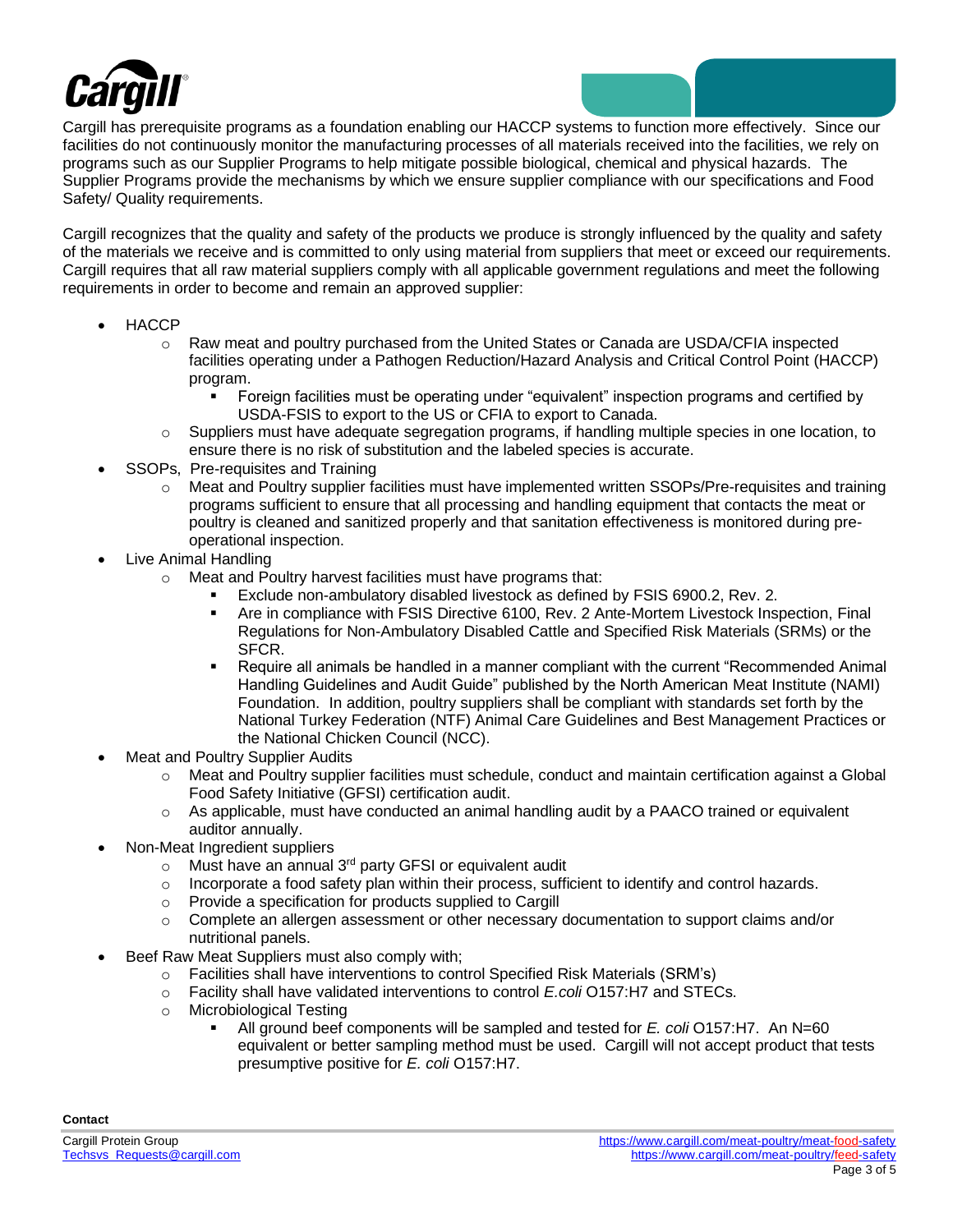Cargill has prerequisite programs as a foundation enabling our HACCP systems to function more effectively. Since our facilities do not continuously monitor the manufacturing processes of all materials received into the facilities, we rely on programs such as our Supplier Programs to help mitigate possible biological, chemical and physical hazards. The Supplier Programs provide the mechanisms by which we ensure supplier compliance with our specifications and Food Safety/ Quality requirements.

Cargill recognizes that the quality and safety of the products we produce is strongly influenced by the quality and safety of the materials we receive and is committed to only using material from suppliers that meet or exceed our requirements. Cargill requires that all raw material suppliers comply with all applicable government regulations and meet the following requirements in order to become and remain an approved supplier:

- HACCP
  - Raw meat and poultry purchased from the United States or Canada are USDA/CFIA inspected facilities operating under a Pathogen Reduction/Hazard Analysis and Critical Control Point (HACCP) program.
    - Foreign facilities must be operating under "equivalent" inspection programs and certified by USDA-FSIS to export to the US or CFIA to export to Canada.
  - Suppliers must have adequate segregation programs, if handling multiple species in one location, to ensure there is no risk of substitution and the labeled species is accurate.
- SSOPs, Pre-requisites and Training
  - Meat and Poultry supplier facilities must have implemented written SSOPs/Pre-requisites and training programs sufficient to ensure that all processing and handling equipment that contacts the meat or poultry is cleaned and sanitized properly and that sanitation effectiveness is monitored during pre-operational inspection.
- Live Animal Handling
  - Meat and Poultry harvest facilities must have programs that:
    - Exclude non-ambulatory disabled livestock as defined by FSIS 6900.2, Rev. 2.
    - Are in compliance with FSIS Directive 6100, Rev. 2 Ante-Mortem Livestock Inspection, Final Regulations for Non-Ambulatory Disabled Cattle and Specified Risk Materials (SRMs) or the SFCR.
    - Require all animals be handled in a manner compliant with the current "Recommended Animal Handling Guidelines and Audit Guide" published by the North American Meat Institute (NAMI) Foundation. In addition, poultry suppliers shall be compliant with standards set forth by the National Turkey Federation (NTF) Animal Care Guidelines and Best Management Practices or the National Chicken Council (NCC).
- Meat and Poultry Supplier Audits
  - Meat and Poultry supplier facilities must schedule, conduct and maintain certification against a Global Food Safety Initiative (GFSI) certification audit.
  - As applicable, must have conducted an animal handling audit by a PAACO trained or equivalent auditor annually.
- Non-Meat Ingredient suppliers
  - Must have an annual 3rd party GFSI or equivalent audit
  - Incorporate a food safety plan within their process, sufficient to identify and control hazards.
  - Provide a specification for products supplied to Cargill
  - Complete an allergen assessment or other necessary documentation to support claims and/or nutritional panels.
- Beef Raw Meat Suppliers must also comply with;
  - Facilities shall have interventions to control Specified Risk Materials (SRM's)
  - Facility shall have validated interventions to control *E.coli* O157:H7 and STECs.
  - Microbiological Testing
    - All ground beef components will be sampled and tested for *E. coli* O157:H7. An N=60 equivalent or better sampling method must be used. Cargill will not accept product that tests presumptive positive for *E. coli* O157:H7.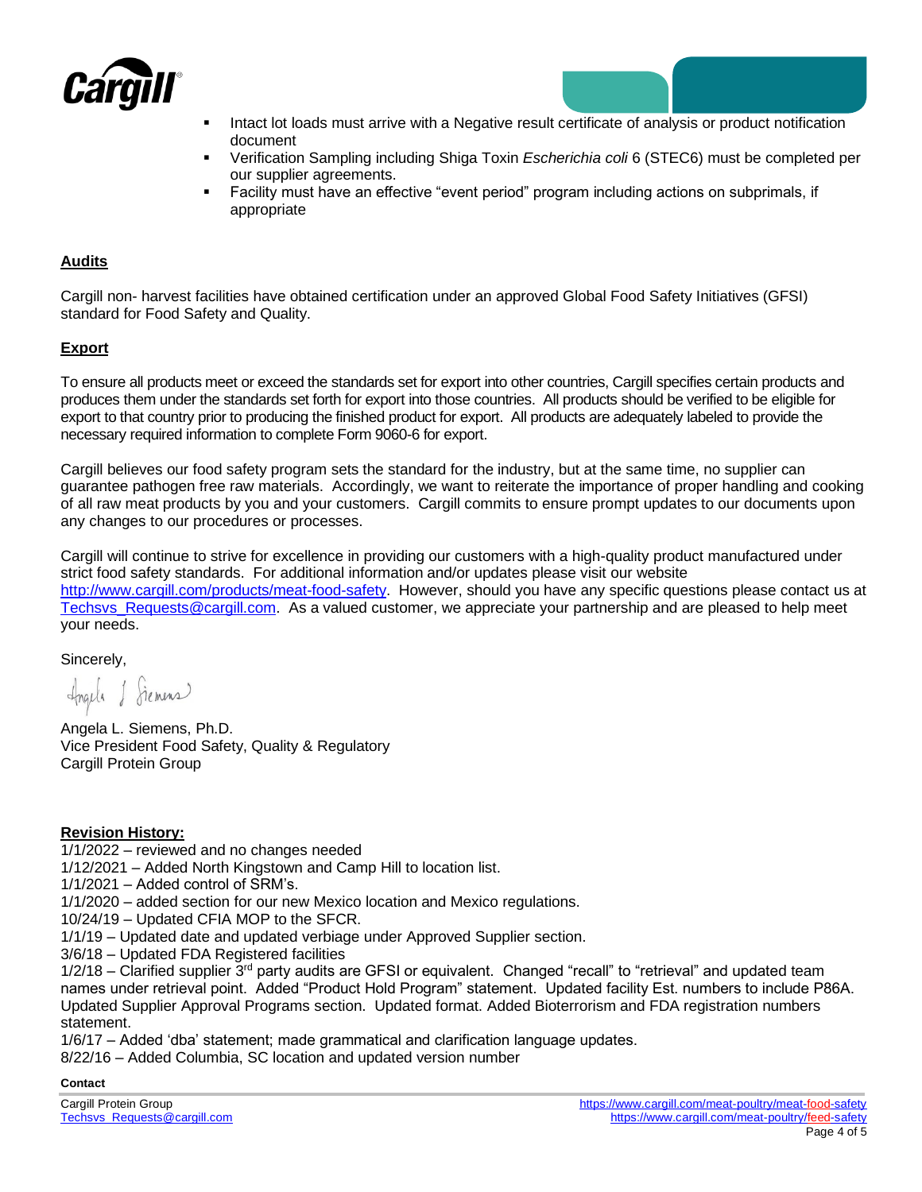- Intact lot loads must arrive with a Negative result certificate of analysis or product notification document
- Verification Sampling including Shiga Toxin *Escherichia coli* 6 (STEC6) must be completed per our supplier agreements.
- Facility must have an effective “event period” program including actions on subprimals, if appropriate

**Audits**

Cargill non- harvest facilities have obtained certification under an approved Global Food Safety Initiatives (GFSI) standard for Food Safety and Quality.

**Export**

To ensure all products meet or exceed the standards set for export into other countries, Cargill specifies certain products and produces them under the standards set forth for export into those countries. All products should be verified to be eligible for export to that country prior to producing the finished product for export. All products are adequately labeled to provide the necessary required information to complete Form 9060-6 for export.

Cargill believes our food safety program sets the standard for the industry, but at the same time, no supplier can guarantee pathogen free raw materials. Accordingly, we want to reiterate the importance of proper handling and cooking of all raw meat products by you and your customers. Cargill commits to ensure prompt updates to our documents upon any changes to our procedures or processes.

Cargill will continue to strive for excellence in providing our customers with a high-quality product manufactured under strict food safety standards. For additional information and/or updates please visit our website http://www.cargill.com/products/meat-food-safety. However, should you have any specific questions please contact us at Techsvs_Requests@cargill.com. As a valued customer, we appreciate your partnership and are pleased to help meet your needs.

Sincerely,

Angela L. Siemens, Ph.D.
Vice President Food Safety, Quality & Regulatory
Cargill Protein Group

**Revision History:**

1/1/2022 – reviewed and no changes needed
1/12/2021 – Added North Kingstown and Camp Hill to location list.
1/1/2021 – Added control of SRM’s.
1/1/2020 – added section for our new Mexico location and Mexico regulations.
10/24/19 – Updated CFIA MOP to the SFCR.
1/1/19 – Updated date and updated verbiage under Approved Supplier section.
3/6/18 – Updated FDA Registered facilities
1/2/18 – Clarified supplier 3rd party audits are GFSI or equivalent. Changed “recall” to “retrieval” and updated team names under retrieval point. Added “Product Hold Program” statement. Updated facility Est. numbers to include P86A. Updated Supplier Approval Programs section. Updated format. Added Bioterrorism and FDA registration numbers statement.
1/6/17 – Added ‘dba’ statement; made grammatical and clarification language updates.
8/22/16 – Added Columbia, SC location and updated version number

**Contact**

Cargill Protein Group
Techsvs_Requests@cargill.com

https://www.cargill.com/meat-poultry/meat-food-safety
https://www.cargill.com/meat-poultry/feed-safety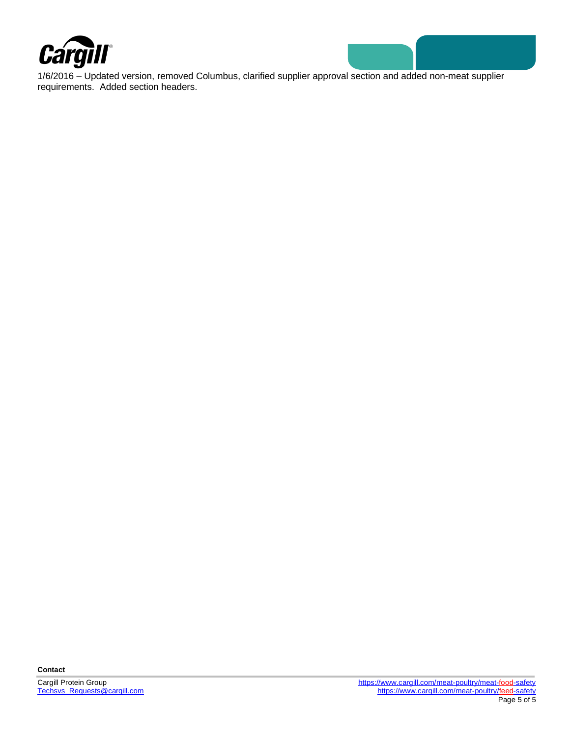1/6/2016 – Updated version, removed Columbus, clarified supplier approval section and added non-meat supplier requirements. Added section headers.

**Contact**

Cargill Protein Group
Techsvs_Requests@cargill.com

https://www.cargill.com/meat-poultry/meat-food-safety
https://www.cargill.com/meat-poultry/feed-safety